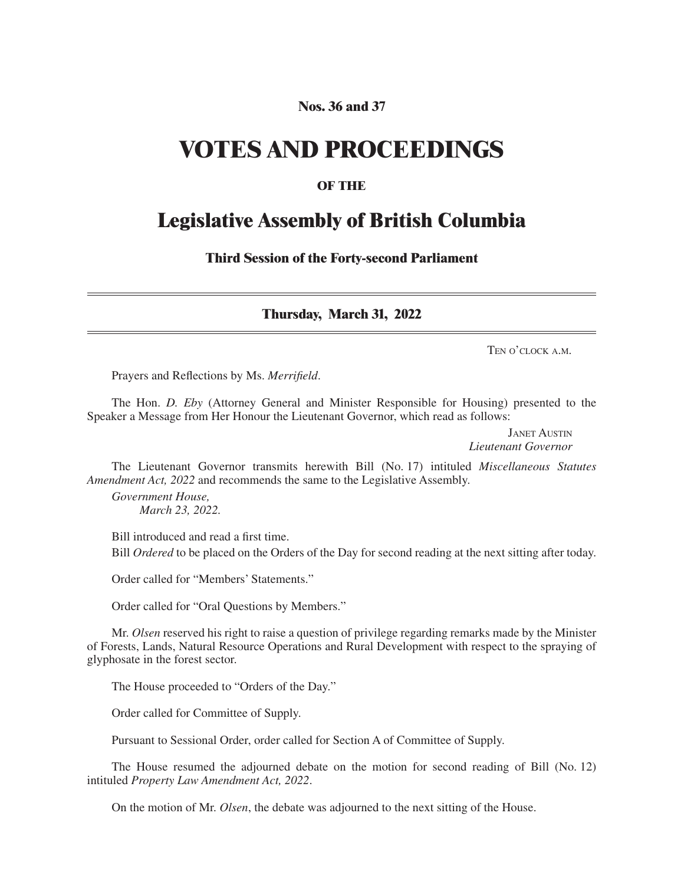**Nos. 36 and 37**

# VOTES AND PROCEEDINGS

**OF THE**

## Legislative Assembly of British Columbia

**Third Session of the Forty-second Parliament**

---

**Thursday, March 31, 2022**

---

TEN O'CLOCK A.M.

Prayers and Reflections by Ms. *Merrifield*.

The Hon. *D. Eby* (Attorney General and Minister Responsible for Housing) presented to the Speaker a Message from Her Honour the Lieutenant Governor, which read as follows:

JANET AUSTIN
*Lieutenant Governor*

The Lieutenant Governor transmits herewith Bill (No. 17) intituled *Miscellaneous Statutes Amendment Act, 2022* and recommends the same to the Legislative Assembly.

*Government House,*
*March 23, 2022.*

Bill introduced and read a first time.

Bill *Ordered* to be placed on the Orders of the Day for second reading at the next sitting after today.

Order called for "Members' Statements."

Order called for "Oral Questions by Members."

Mr. *Olsen* reserved his right to raise a question of privilege regarding remarks made by the Minister of Forests, Lands, Natural Resource Operations and Rural Development with respect to the spraying of glyphosate in the forest sector.

The House proceeded to "Orders of the Day."

Order called for Committee of Supply.

Pursuant to Sessional Order, order called for Section A of Committee of Supply.

The House resumed the adjourned debate on the motion for second reading of Bill (No. 12) intituled *Property Law Amendment Act, 2022*.

On the motion of Mr. *Olsen*, the debate was adjourned to the next sitting of the House.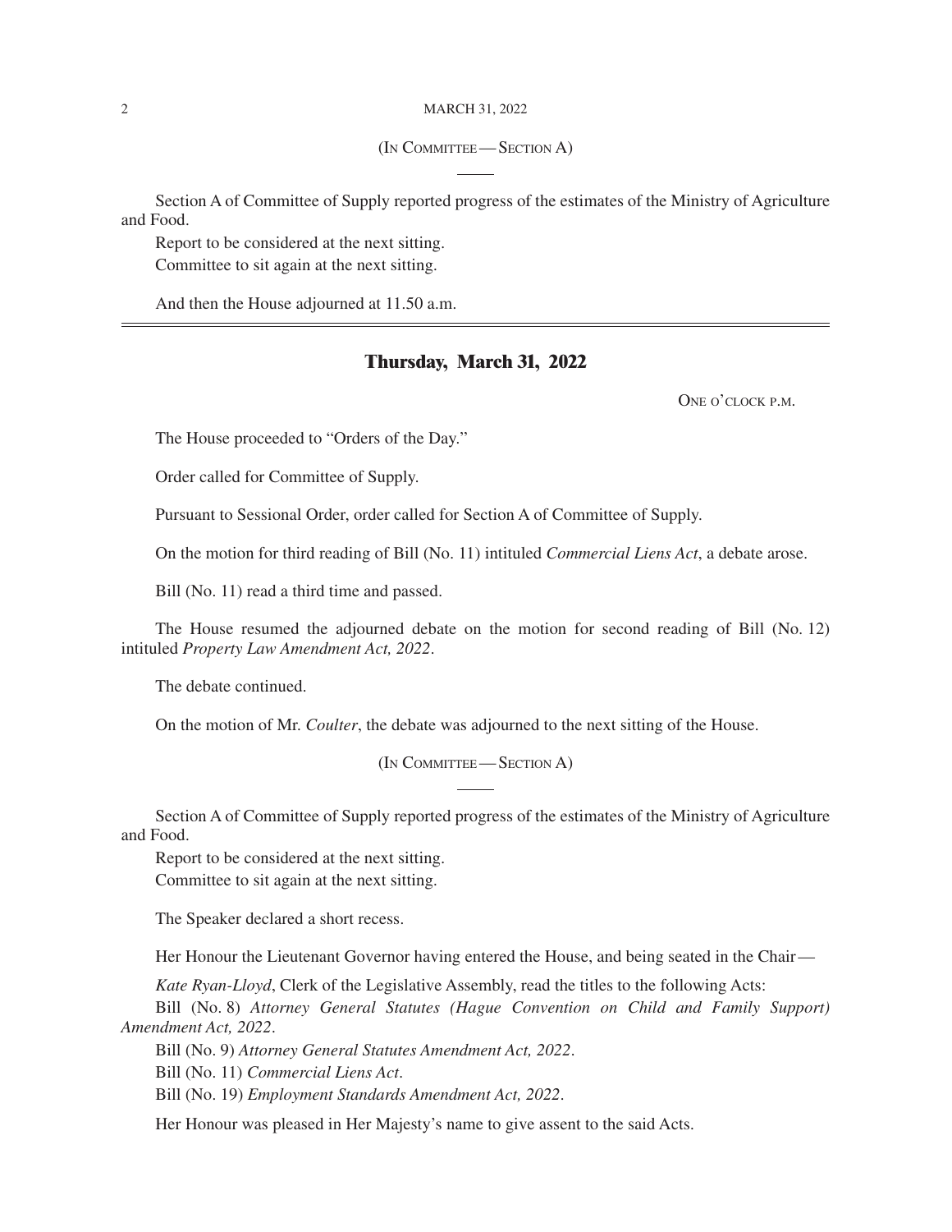(In Committee — Section A)

Section A of Committee of Supply reported progress of the estimates of the Ministry of Agriculture and Food.

Report to be considered at the next sitting.

Committee to sit again at the next sitting.

And then the House adjourned at 11.50 a.m.

---

## Thursday, March 31, 2022

One o'clock p.m.

The House proceeded to "Orders of the Day."

Order called for Committee of Supply.

Pursuant to Sessional Order, order called for Section A of Committee of Supply.

On the motion for third reading of Bill (No. 11) intituled *Commercial Liens Act*, a debate arose.

Bill (No. 11) read a third time and passed.

The House resumed the adjourned debate on the motion for second reading of Bill (No. 12) intituled *Property Law Amendment Act, 2022*.

The debate continued.

On the motion of Mr. *Coulter*, the debate was adjourned to the next sitting of the House.

(In Committee — Section A)

Section A of Committee of Supply reported progress of the estimates of the Ministry of Agriculture and Food.

Report to be considered at the next sitting.

Committee to sit again at the next sitting.

The Speaker declared a short recess.

Her Honour the Lieutenant Governor having entered the House, and being seated in the Chair —

*Kate Ryan-Lloyd*, Clerk of the Legislative Assembly, read the titles to the following Acts:

Bill (No. 8) *Attorney General Statutes (Hague Convention on Child and Family Support) Amendment Act, 2022*.

Bill (No. 9) *Attorney General Statutes Amendment Act, 2022*.

Bill (No. 11) *Commercial Liens Act*.

Bill (No. 19) *Employment Standards Amendment Act, 2022*.

Her Honour was pleased in Her Majesty's name to give assent to the said Acts.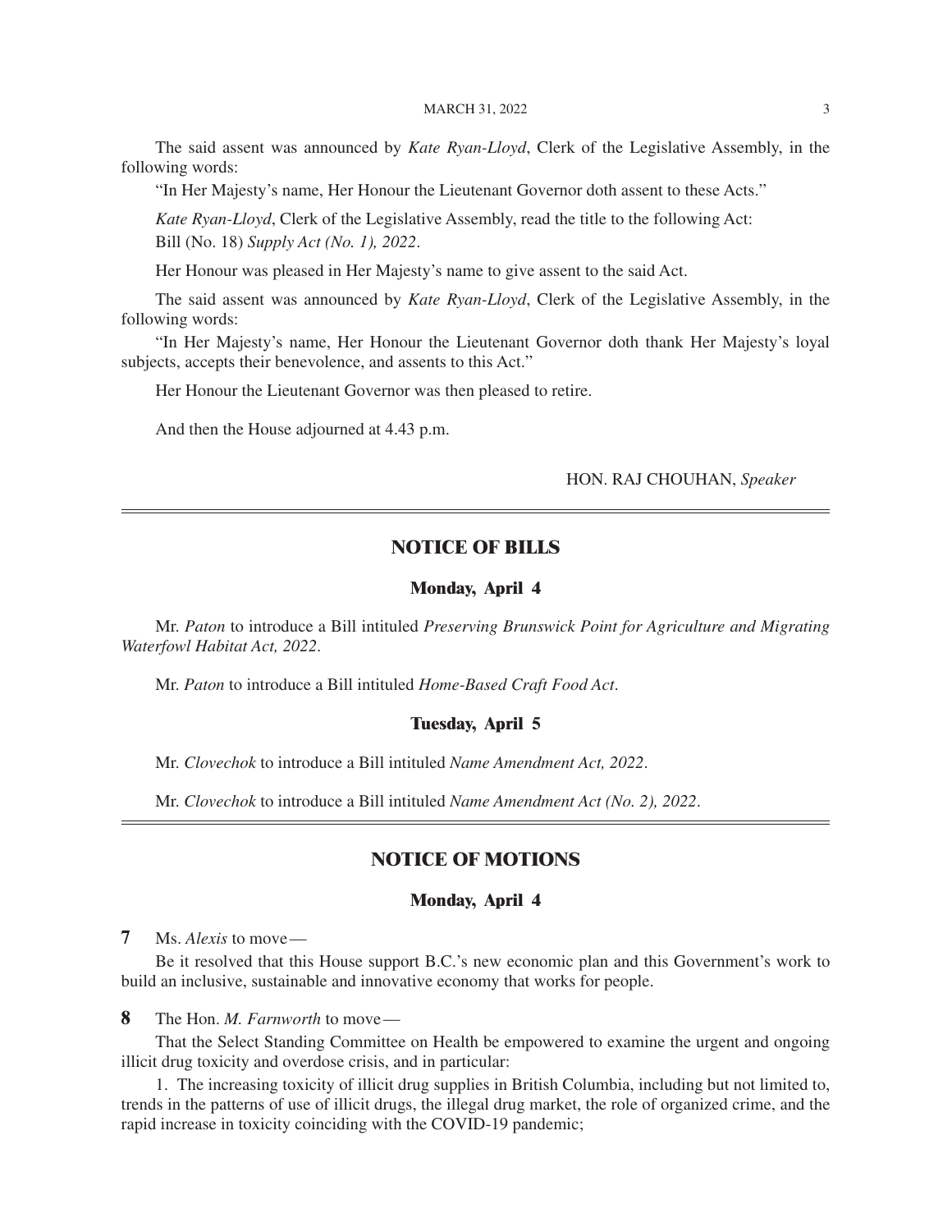The said assent was announced by *Kate Ryan-Lloyd*, Clerk of the Legislative Assembly, in the following words:

"In Her Majesty's name, Her Honour the Lieutenant Governor doth assent to these Acts."

*Kate Ryan-Lloyd*, Clerk of the Legislative Assembly, read the title to the following Act:

Bill (No. 18) *Supply Act (No. 1), 2022*.

Her Honour was pleased in Her Majesty's name to give assent to the said Act.

The said assent was announced by *Kate Ryan-Lloyd*, Clerk of the Legislative Assembly, in the following words:

"In Her Majesty's name, Her Honour the Lieutenant Governor doth thank Her Majesty's loyal subjects, accepts their benevolence, and assents to this Act."

Her Honour the Lieutenant Governor was then pleased to retire.

And then the House adjourned at 4.43 p.m.

HON. RAJ CHOUHAN, *Speaker*

---

## NOTICE OF BILLS

### Monday, April 4

Mr. *Paton* to introduce a Bill intituled *Preserving Brunswick Point for Agriculture and Migrating Waterfowl Habitat Act, 2022*.

Mr. *Paton* to introduce a Bill intituled *Home-Based Craft Food Act*.

### Tuesday, April 5

Mr. *Clovechok* to introduce a Bill intituled *Name Amendment Act, 2022*.

Mr. *Clovechok* to introduce a Bill intituled *Name Amendment Act (No. 2), 2022*.

---

## NOTICE OF MOTIONS

### Monday, April 4

**7** Ms. *Alexis* to move—

Be it resolved that this House support B.C.'s new economic plan and this Government's work to build an inclusive, sustainable and innovative economy that works for people.

**8** The Hon. *M. Farnworth* to move—

That the Select Standing Committee on Health be empowered to examine the urgent and ongoing illicit drug toxicity and overdose crisis, and in particular:

1. The increasing toxicity of illicit drug supplies in British Columbia, including but not limited to, trends in the patterns of use of illicit drugs, the illegal drug market, the role of organized crime, and the rapid increase in toxicity coinciding with the COVID-19 pandemic;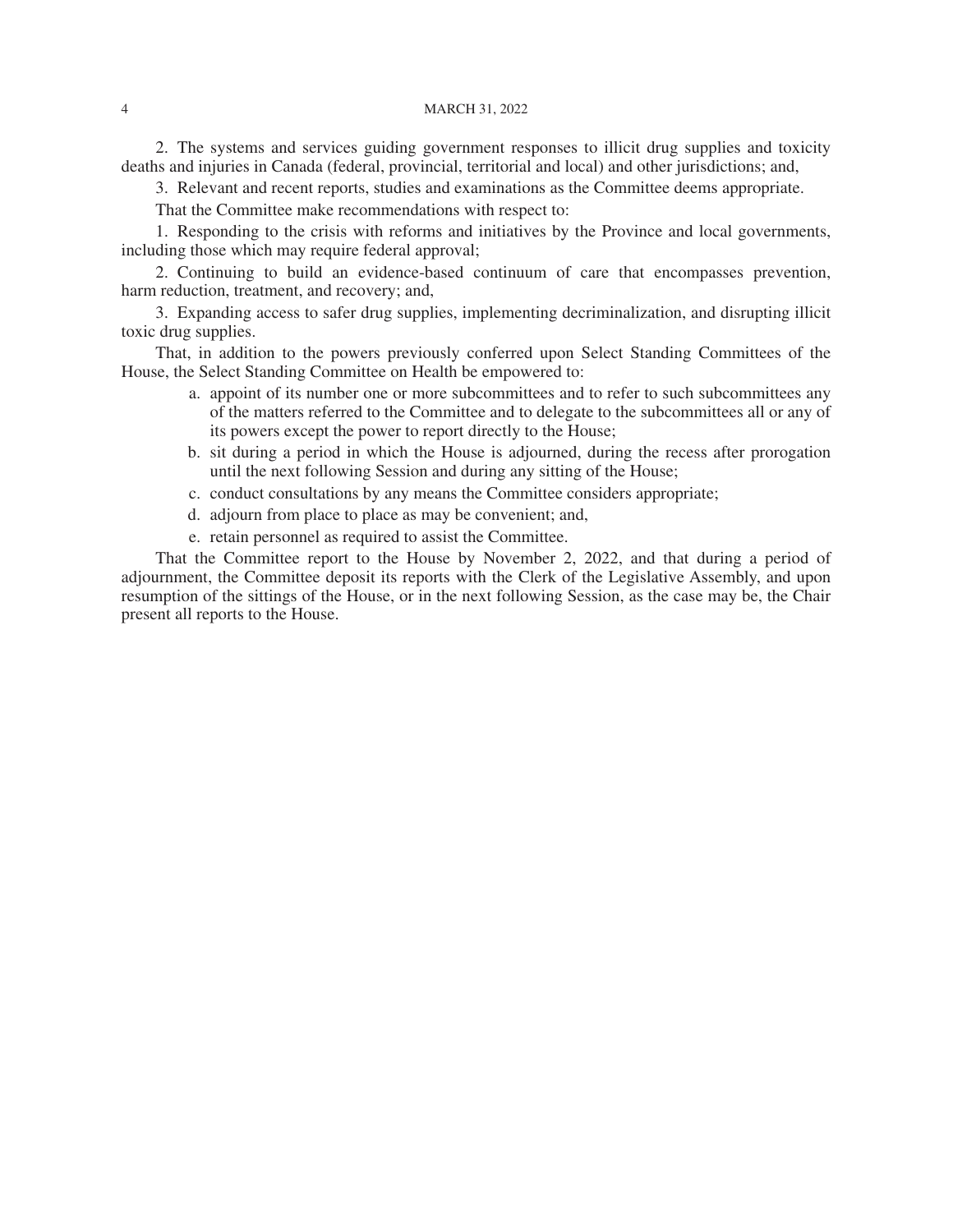2. The systems and services guiding government responses to illicit drug supplies and toxicity deaths and injuries in Canada (federal, provincial, territorial and local) and other jurisdictions; and,

3. Relevant and recent reports, studies and examinations as the Committee deems appropriate.

That the Committee make recommendations with respect to:

1. Responding to the crisis with reforms and initiatives by the Province and local governments, including those which may require federal approval;

2. Continuing to build an evidence-based continuum of care that encompasses prevention, harm reduction, treatment, and recovery; and,

3. Expanding access to safer drug supplies, implementing decriminalization, and disrupting illicit toxic drug supplies.

That, in addition to the powers previously conferred upon Select Standing Committees of the House, the Select Standing Committee on Health be empowered to:

a. appoint of its number one or more subcommittees and to refer to such subcommittees any of the matters referred to the Committee and to delegate to the subcommittees all or any of its powers except the power to report directly to the House;

b. sit during a period in which the House is adjourned, during the recess after prorogation until the next following Session and during any sitting of the House;

c. conduct consultations by any means the Committee considers appropriate;

d. adjourn from place to place as may be convenient; and,

e. retain personnel as required to assist the Committee.

That the Committee report to the House by November 2, 2022, and that during a period of adjournment, the Committee deposit its reports with the Clerk of the Legislative Assembly, and upon resumption of the sittings of the House, or in the next following Session, as the case may be, the Chair present all reports to the House.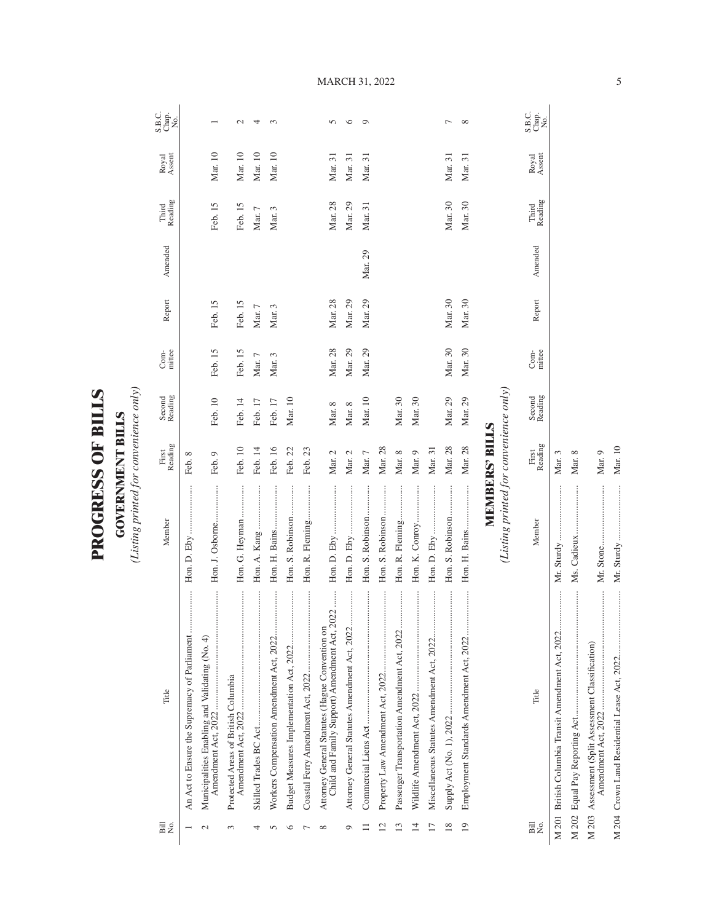# PROGRESS OF BILLS

## GOVERNMENT BILLS

*(Listing printed for convenience only)*

| Bill No. | Title | Member | First Reading | Second Reading | Com-mittee | Report | Amended | Third Reading | Royal Assent | S.B.C. Chap. No. |
|---|---|---|---|---|---|---|---|---|---|---|
| 1 | An Act to Ensure the Supremacy of Parliament | Hon. D. Eby | Feb. 8 | | | | | | | |
| 2 | Municipalities Enabling and Validating (No. 4) Amendment Act, 2022 | Hon. J. Osborne | Feb. 9 | Feb. 10 | Feb. 15 | Feb. 15 | | Feb. 15 | Mar. 10 | 1 |
| 3 | Protected Areas of British Columbia Amendment Act, 2022 | Hon. G. Heyman | Feb. 10 | Feb. 14 | Feb. 15 | Feb. 15 | | Feb. 15 | Mar. 10 | 2 |
| 4 | Skilled Trades BC Act | Hon. A. Kang | Feb. 14 | Feb. 17 | Mar. 7 | Mar. 7 | | Mar. 7 | Mar. 10 | 4 |
| 5 | Workers Compensation Amendment Act, 2022 | Hon. H. Bains | Feb. 16 | Feb. 17 | Mar. 3 | Mar. 3 | | Mar. 3 | Mar. 10 | 3 |
| 6 | Budget Measures Implementation Act, 2022 | Hon. S. Robinson | Feb. 22 | Mar. 10 | | | | | | |
| 7 | Coastal Ferry Amendment Act, 2022 | Hon. R. Fleming | Feb. 23 | | | | | | | |
| 8 | Attorney General Statutes (Hague Convention on Child and Family Support) Amendment Act, 2022 | Hon. D. Eby | Mar. 2 | Mar. 8 | Mar. 28 | Mar. 28 | | Mar. 28 | Mar. 31 | 5 |
| 9 | Attorney General Statutes Amendment Act, 2022 | Hon. D. Eby | Mar. 2 | Mar. 8 | Mar. 29 | Mar. 29 | | Mar. 29 | Mar. 31 | 6 |
| 11 | Commercial Liens Act | Hon. S. Robinson | Mar. 7 | Mar. 10 | Mar. 29 | Mar. 29 | Mar. 29 | Mar. 31 | Mar. 31 | 9 |
| 12 | Property Law Amendment Act, 2022 | Hon. S. Robinson | Mar. 28 | | | | | | | |
| 13 | Passenger Transportation Amendment Act, 2022 | Hon. R. Fleming | Mar. 8 | Mar. 30 | | | | | | |
| 14 | Wildlife Amendment Act, 2022 | Hon. K. Conroy | Mar. 9 | Mar. 30 | | | | | | |
| 17 | Miscellaneous Statutes Amendment Act, 2022 | Hon. D. Eby | Mar. 31 | | | | | | | |
| 18 | Supply Act (No. 1), 2022 | Hon. S. Robinson | Mar. 28 | Mar. 29 | Mar. 30 | Mar. 30 | | Mar. 30 | Mar. 31 | 7 |
| 19 | Employment Standards Amendment Act, 2022 | Hon. H. Bains | Mar. 28 | Mar. 29 | Mar. 30 | Mar. 30 | | Mar. 30 | Mar. 31 | 8 |

## MEMBERS' BILLS

*(Listing printed for convenience only)*

| Bill No. | Title | Member | First Reading | Second Reading | Com-mittee | Report | Amended | Third Reading | Royal Assent | S.B.C. Chap. No. |
|---|---|---|---|---|---|---|---|---|---|---|
| M 201 | British Columbia Transit Amendment Act, 2022 | Mr. Sturdy | Mar. 3 | | | | | | | |
| M 202 | Equal Pay Reporting Act | Ms. Cadieux | Mar. 8 | | | | | | | |
| M 203 | Assessment (Split Assessment Classification) Amendment Act, 2022 | Mr. Stone | Mar. 9 | | | | | | | |
| M 204 | Crown Land Residential Lease Act, 2022 | Mr. Sturdy | Mar. 10 | | | | | | | |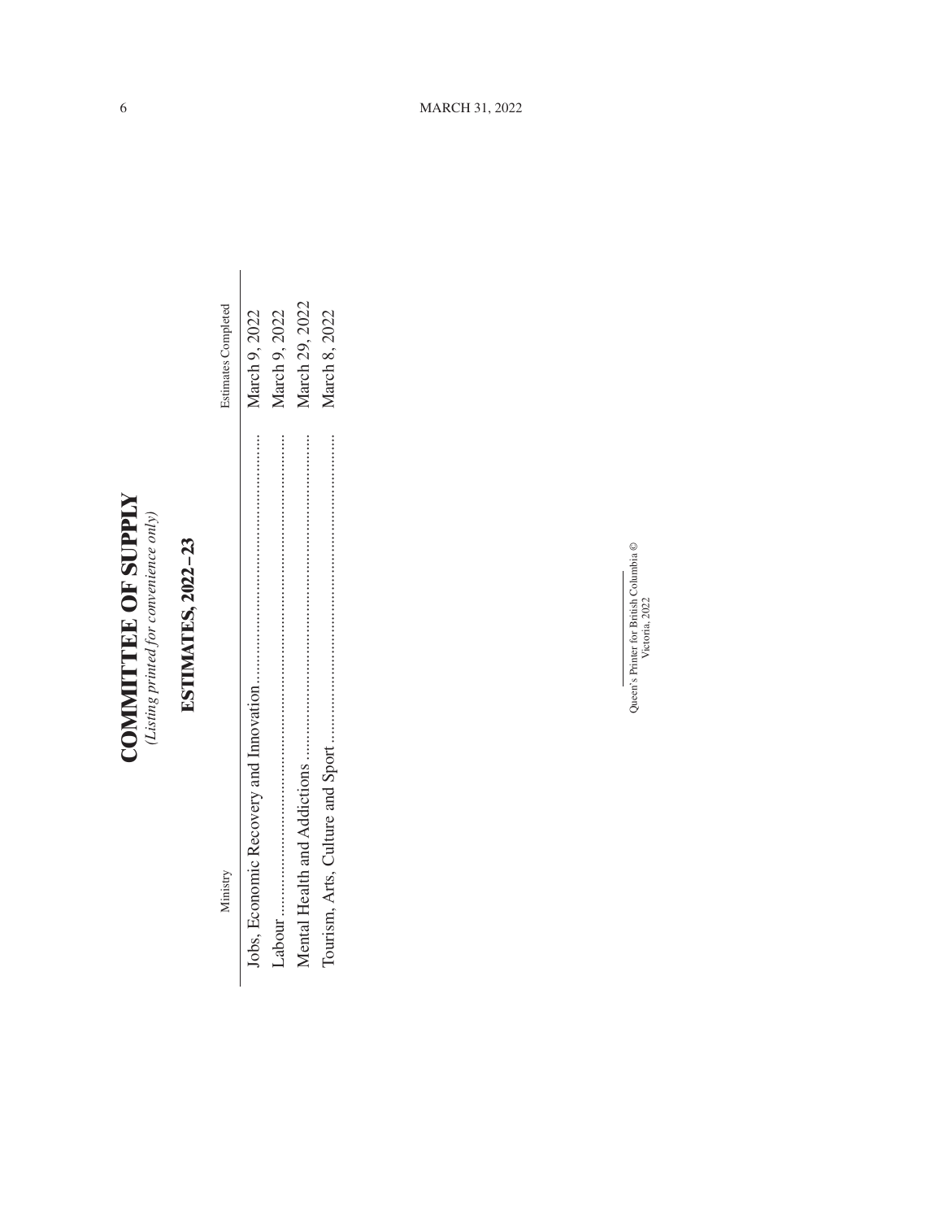# COMMITTEE OF SUPPLY

*(Listing printed for convenience only)*

## ESTIMATES, 2022 – 23

| Ministry | Estimates Completed |
| --- | --- |
| Jobs, Economic Recovery and Innovation | March 9, 2022 |
| Labour | March 9, 2022 |
| Mental Health and Addictions | March 29, 2022 |
| Tourism, Arts, Culture and Sport | March 8, 2022 |

Queen's Printer for British Columbia ©
Victoria, 2022